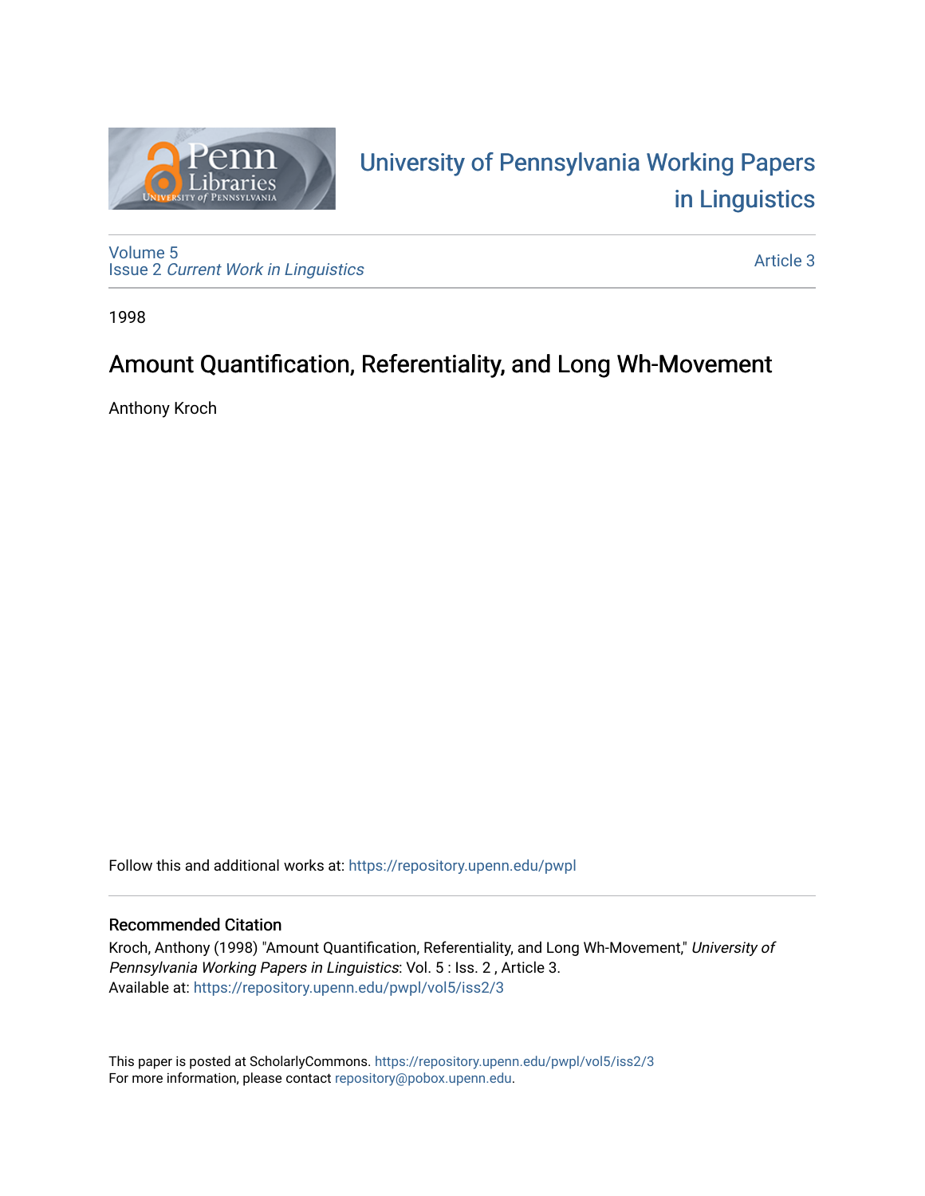# University of Pennsylvania Working Papers in Linguistics

Volume 5
Issue 2 *Current Work in Linguistics*

Article 3

1998

## Amount Quantification, Referentiality, and Long Wh-Movement

Anthony Kroch

Follow this and additional works at: https://repository.upenn.edu/pwpl

### Recommended Citation

Kroch, Anthony (1998) "Amount Quantification, Referentiality, and Long Wh-Movement," *University of Pennsylvania Working Papers in Linguistics*: Vol. 5 : Iss. 2 , Article 3.
Available at: https://repository.upenn.edu/pwpl/vol5/iss2/3

This paper is posted at ScholarlyCommons. https://repository.upenn.edu/pwpl/vol5/iss2/3
For more information, please contact repository@pobox.upenn.edu.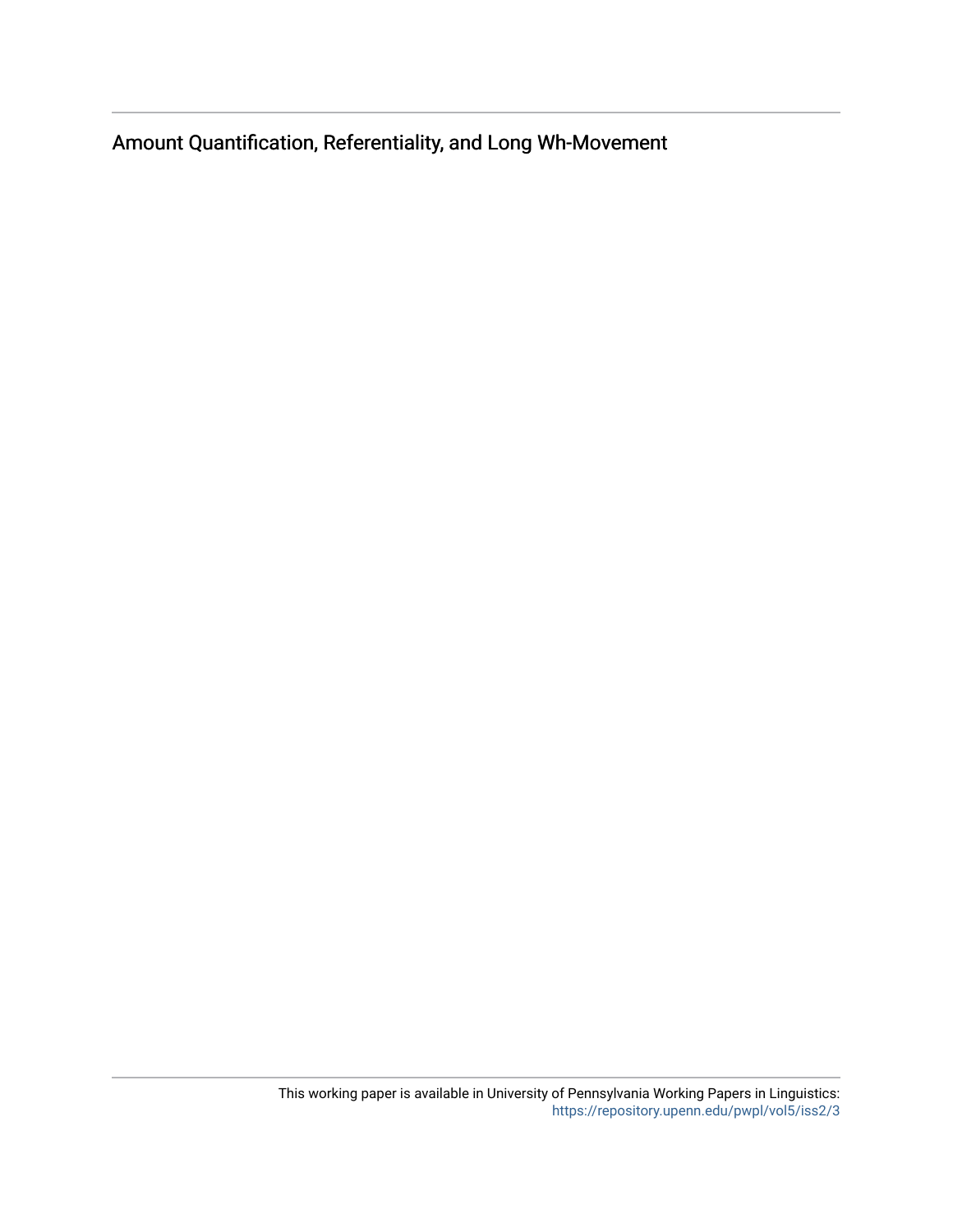Amount Quantification, Referentiality, and Long Wh-Movement

This working paper is available in University of Pennsylvania Working Papers in Linguistics: https://repository.upenn.edu/pwpl/vol5/iss2/3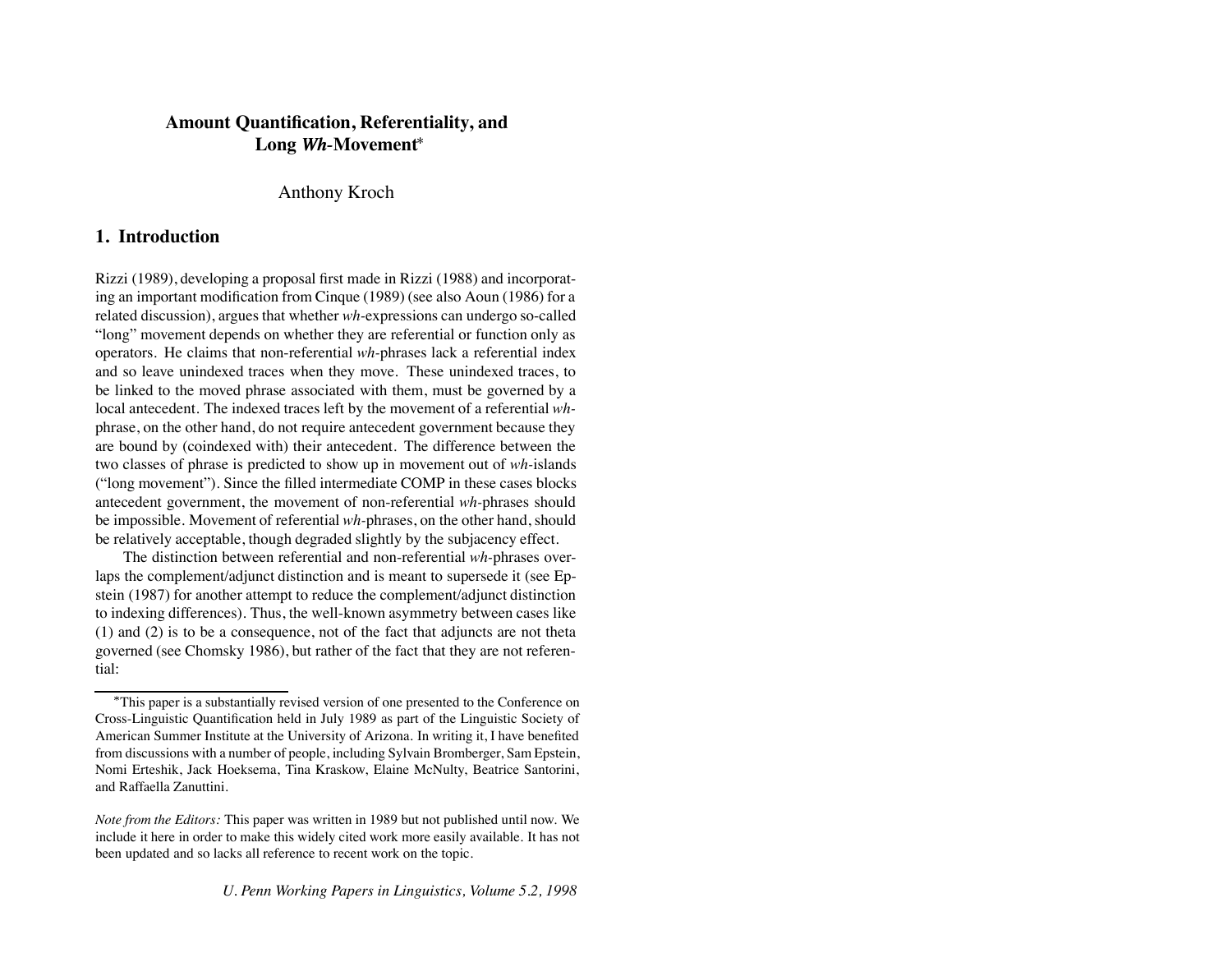# Amount Quantification, Referentiality, and Long *Wh*-Movement*

Anthony Kroch

## 1. Introduction

Rizzi (1989), developing a proposal first made in Rizzi (1988) and incorporating an important modification from Cinque (1989) (see also Aoun (1986) for a related discussion), argues that whether *wh*-expressions can undergo so-called "long" movement depends on whether they are referential or function only as operators. He claims that non-referential *wh*-phrases lack a referential index and so leave unindexed traces when they move. These unindexed traces, to be linked to the moved phrase associated with them, must be governed by a local antecedent. The indexed traces left by the movement of a referential *wh*-phrase, on the other hand, do not require antecedent government because they are bound by (coindexed with) their antecedent. The difference between the two classes of phrase is predicted to show up in movement out of *wh*-islands ("long movement"). Since the filled intermediate COMP in these cases blocks antecedent government, the movement of non-referential *wh*-phrases should be impossible. Movement of referential *wh*-phrases, on the other hand, should be relatively acceptable, though degraded slightly by the subjacency effect.

The distinction between referential and non-referential *wh*-phrases overlaps the complement/adjunct distinction and is meant to supersede it (see Epstein (1987) for another attempt to reduce the complement/adjunct distinction to indexing differences). Thus, the well-known asymmetry between cases like (1) and (2) is to be a consequence, not of the fact that adjuncts are not theta governed (see Chomsky 1986), but rather of the fact that they are not referential:

*This paper is a substantially revised version of one presented to the Conference on Cross-Linguistic Quantification held in July 1989 as part of the Linguistic Society of American Summer Institute at the University of Arizona. In writing it, I have benefited from discussions with a number of people, including Sylvain Bromberger, Sam Epstein, Nomi Erteshik, Jack Hoeksema, Tina Kraskow, Elaine McNulty, Beatrice Santorini, and Raffaella Zanuttini.

*Note from the Editors:* This paper was written in 1989 but not published until now. We include it here in order to make this widely cited work more easily available. It has not been updated and so lacks all reference to recent work on the topic.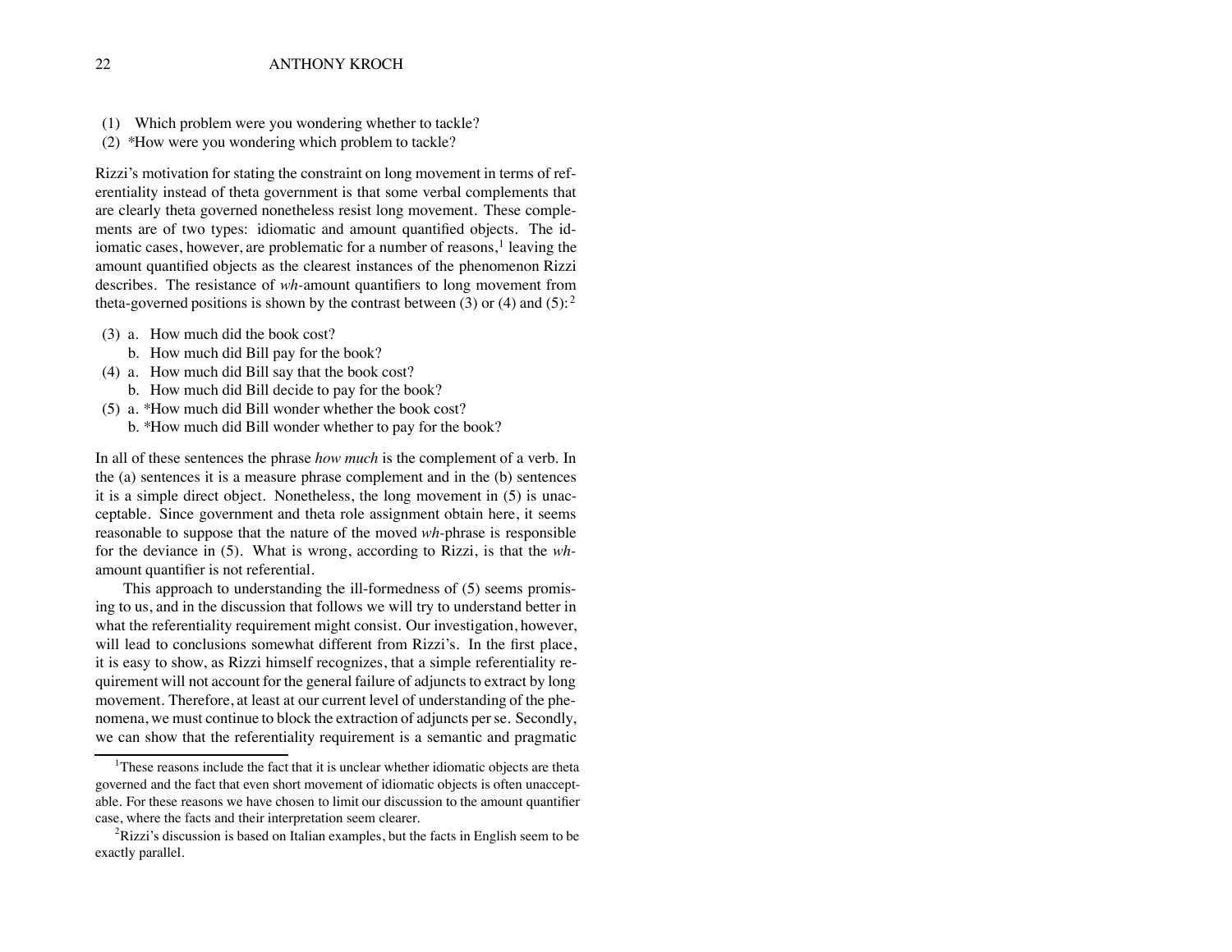(1) Which problem were you wondering whether to tackle?

(2) *How were you wondering which problem to tackle?

Rizzi's motivation for stating the constraint on long movement in terms of referentiality instead of theta government is that some verbal complements that are clearly theta governed nonetheless resist long movement. These complements are of two types: idiomatic and amount quantified objects. The idiomatic cases, however, are problematic for a number of reasons,[1] leaving the amount quantified objects as the clearest instances of the phenomenon Rizzi describes. The resistance of *wh*-amount quantifiers to long movement from theta-governed positions is shown by the contrast between (3) or (4) and (5):[2]

(3) a. How much did the book cost?
  b. How much did Bill pay for the book?

(4) a. How much did Bill say that the book cost?
  b. How much did Bill decide to pay for the book?

(5) a. *How much did Bill wonder whether the book cost?
  b. *How much did Bill wonder whether to pay for the book?

In all of these sentences the phrase *how much* is the complement of a verb. In the (a) sentences it is a measure phrase complement and in the (b) sentences it is a simple direct object. Nonetheless, the long movement in (5) is unacceptable. Since government and theta role assignment obtain here, it seems reasonable to suppose that the nature of the moved *wh*-phrase is responsible for the deviance in (5). What is wrong, according to Rizzi, is that the *wh*-amount quantifier is not referential.

This approach to understanding the ill-formedness of (5) seems promising to us, and in the discussion that follows we will try to understand better in what the referentiality requirement might consist. Our investigation, however, will lead to conclusions somewhat different from Rizzi's. In the first place, it is easy to show, as Rizzi himself recognizes, that a simple referentiality requirement will not account for the general failure of adjuncts to extract by long movement. Therefore, at least at our current level of understanding of the phenomena, we must continue to block the extraction of adjuncts per se. Secondly, we can show that the referentiality requirement is a semantic and pragmatic

---

[1] These reasons include the fact that it is unclear whether idiomatic objects are theta governed and the fact that even short movement of idiomatic objects is often unacceptable. For these reasons we have chosen to limit our discussion to the amount quantifier case, where the facts and their interpretation seem clearer.

[2] Rizzi's discussion is based on Italian examples, but the facts in English seem to be exactly parallel.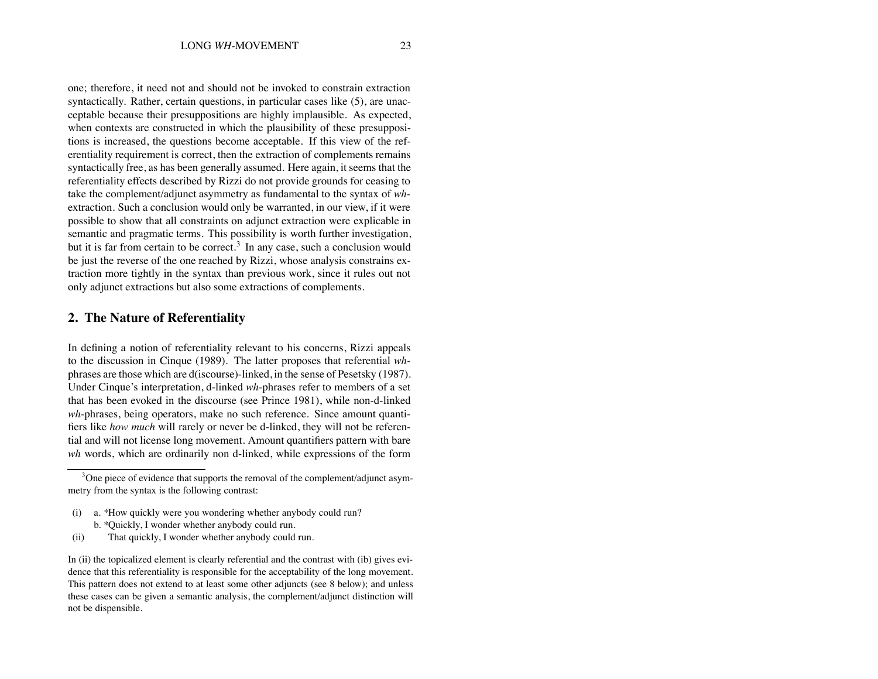one; therefore, it need not and should not be invoked to constrain extraction syntactically. Rather, certain questions, in particular cases like (5), are unacceptable because their presuppositions are highly implausible. As expected, when contexts are constructed in which the plausibility of these presuppositions is increased, the questions become acceptable. If this view of the referentiality requirement is correct, then the extraction of complements remains syntactically free, as has been generally assumed. Here again, it seems that the referentiality effects described by Rizzi do not provide grounds for ceasing to take the complement/adjunct asymmetry as fundamental to the syntax of *wh*-extraction. Such a conclusion would only be warranted, in our view, if it were possible to show that all constraints on adjunct extraction were explicable in semantic and pragmatic terms. This possibility is worth further investigation, but it is far from certain to be correct.[3] In any case, such a conclusion would be just the reverse of the one reached by Rizzi, whose analysis constrains extraction more tightly in the syntax than previous work, since it rules out not only adjunct extractions but also some extractions of complements.

## 2. The Nature of Referentiality

In defining a notion of referentiality relevant to his concerns, Rizzi appeals to the discussion in Cinque (1989). The latter proposes that referential *wh*-phrases are those which are d(iscourse)-linked, in the sense of Pesetsky (1987). Under Cinque's interpretation, d-linked *wh*-phrases refer to members of a set that has been evoked in the discourse (see Prince 1981), while non-d-linked *wh*-phrases, being operators, make no such reference. Since amount quantifiers like *how much* will rarely or never be d-linked, they will not be referential and will not license long movement. Amount quantifiers pattern with bare *wh* words, which are ordinarily non d-linked, while expressions of the form

---

[3] One piece of evidence that supports the removal of the complement/adjunct asymmetry from the syntax is the following contrast:

(i) a. *How quickly were you wondering whether anybody could run?
  b. *Quickly, I wonder whether anybody could run.

(ii) That quickly, I wonder whether anybody could run.

In (ii) the topicalized element is clearly referential and the contrast with (ib) gives evidence that this referentiality is responsible for the acceptability of the long movement. This pattern does not extend to at least some other adjuncts (see 8 below); and unless these cases can be given a semantic analysis, the complement/adjunct distinction will not be dispensible.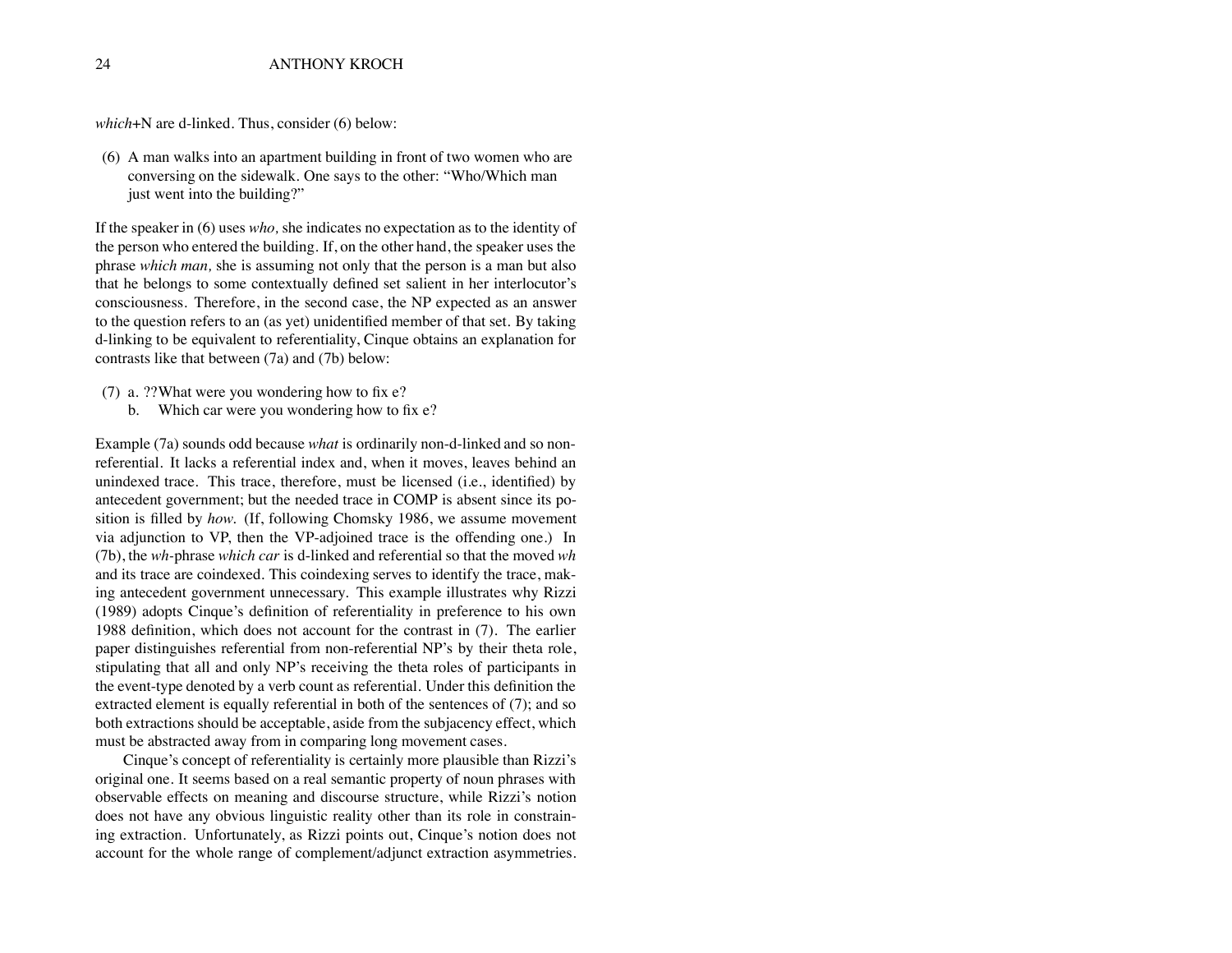*which*+N are d-linked. Thus, consider (6) below:

(6) A man walks into an apartment building in front of two women who are conversing on the sidewalk. One says to the other: "Who/Which man just went into the building?"

If the speaker in (6) uses *who,* she indicates no expectation as to the identity of the person who entered the building. If, on the other hand, the speaker uses the phrase *which man,* she is assuming not only that the person is a man but also that he belongs to some contextually defined set salient in her interlocutor's consciousness. Therefore, in the second case, the NP expected as an answer to the question refers to an (as yet) unidentified member of that set. By taking d-linking to be equivalent to referentiality, Cinque obtains an explanation for contrasts like that between (7a) and (7b) below:

(7) a. ??What were you wondering how to fix e?
    b. Which car were you wondering how to fix e?

Example (7a) sounds odd because *what* is ordinarily non-d-linked and so non-referential. It lacks a referential index and, when it moves, leaves behind an unindexed trace. This trace, therefore, must be licensed (i.e., identified) by antecedent government; but the needed trace in COMP is absent since its position is filled by *how.* (If, following Chomsky 1986, we assume movement via adjunction to VP, then the VP-adjoined trace is the offending one.) In (7b), the *wh*-phrase *which car* is d-linked and referential so that the moved *wh* and its trace are coindexed. This coindexing serves to identify the trace, making antecedent government unnecessary. This example illustrates why Rizzi (1989) adopts Cinque's definition of referentiality in preference to his own 1988 definition, which does not account for the contrast in (7). The earlier paper distinguishes referential from non-referential NP's by their theta role, stipulating that all and only NP's receiving the theta roles of participants in the event-type denoted by a verb count as referential. Under this definition the extracted element is equally referential in both of the sentences of (7); and so both extractions should be acceptable, aside from the subjacency effect, which must be abstracted away from in comparing long movement cases.

Cinque's concept of referentiality is certainly more plausible than Rizzi's original one. It seems based on a real semantic property of noun phrases with observable effects on meaning and discourse structure, while Rizzi's notion does not have any obvious linguistic reality other than its role in constraining extraction. Unfortunately, as Rizzi points out, Cinque's notion does not account for the whole range of complement/adjunct extraction asymmetries.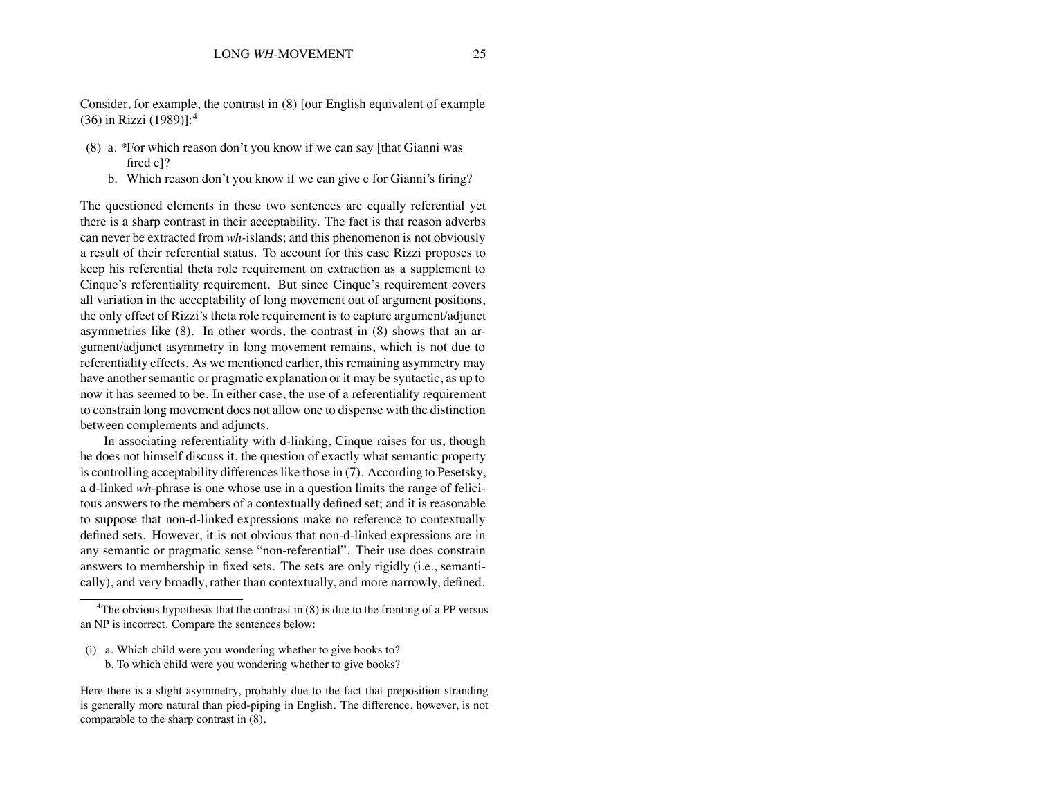Consider, for example, the contrast in (8) [our English equivalent of example (36) in Rizzi (1989)]:[4]

(8) a. *For which reason don't you know if we can say [that Gianni was fired e]?
    b. Which reason don't you know if we can give e for Gianni's firing?

The questioned elements in these two sentences are equally referential yet there is a sharp contrast in their acceptability. The fact is that reason adverbs can never be extracted from *wh*-islands; and this phenomenon is not obviously a result of their referential status. To account for this case Rizzi proposes to keep his referential theta role requirement on extraction as a supplement to Cinque's referentiality requirement. But since Cinque's requirement covers all variation in the acceptability of long movement out of argument positions, the only effect of Rizzi's theta role requirement is to capture argument/adjunct asymmetries like (8). In other words, the contrast in (8) shows that an argument/adjunct asymmetry in long movement remains, which is not due to referentiality effects. As we mentioned earlier, this remaining asymmetry may have another semantic or pragmatic explanation or it may be syntactic, as up to now it has seemed to be. In either case, the use of a referentiality requirement to constrain long movement does not allow one to dispense with the distinction between complements and adjuncts.

In associating referentiality with d-linking, Cinque raises for us, though he does not himself discuss it, the question of exactly what semantic property is controlling acceptability differences like those in (7). According to Pesetsky, a d-linked *wh*-phrase is one whose use in a question limits the range of felicitous answers to the members of a contextually defined set; and it is reasonable to suppose that non-d-linked expressions make no reference to contextually defined sets. However, it is not obvious that non-d-linked expressions are in any semantic or pragmatic sense "non-referential". Their use does constrain answers to membership in fixed sets. The sets are only rigidly (i.e., semantically), and very broadly, rather than contextually, and more narrowly, defined.

---

[4]The obvious hypothesis that the contrast in (8) is due to the fronting of a PP versus an NP is incorrect. Compare the sentences below:

(i) a. Which child were you wondering whether to give books to?
    b. To which child were you wondering whether to give books?

Here there is a slight asymmetry, probably due to the fact that preposition stranding is generally more natural than pied-piping in English. The difference, however, is not comparable to the sharp contrast in (8).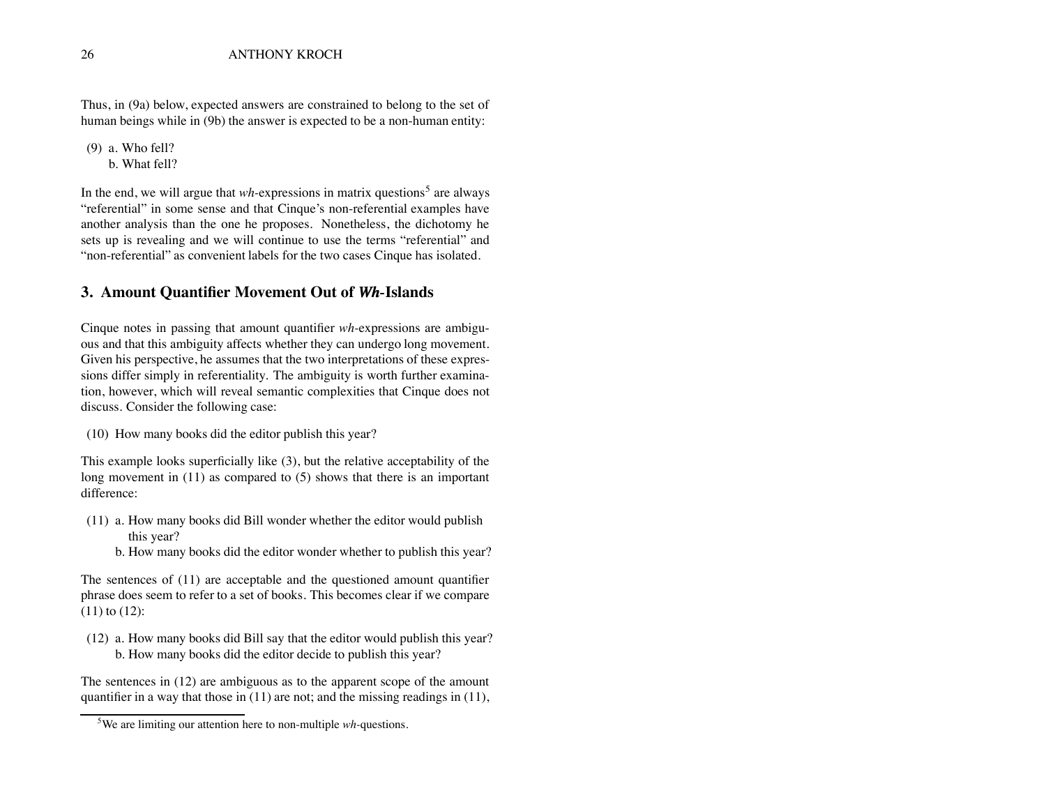Thus, in (9a) below, expected answers are constrained to belong to the set of human beings while in (9b) the answer is expected to be a non-human entity:

(9) a. Who fell?
    b. What fell?

In the end, we will argue that *wh*-expressions in matrix questions[5] are always "referential" in some sense and that Cinque's non-referential examples have another analysis than the one he proposes. Nonetheless, the dichotomy he sets up is revealing and we will continue to use the terms "referential" and "non-referential" as convenient labels for the two cases Cinque has isolated.

## 3. Amount Quantifier Movement Out of *Wh*-Islands

Cinque notes in passing that amount quantifier *wh*-expressions are ambiguous and that this ambiguity affects whether they can undergo long movement. Given his perspective, he assumes that the two interpretations of these expressions differ simply in referentiality. The ambiguity is worth further examination, however, which will reveal semantic complexities that Cinque does not discuss. Consider the following case:

(10) How many books did the editor publish this year?

This example looks superficially like (3), but the relative acceptability of the long movement in (11) as compared to (5) shows that there is an important difference:

(11) a. How many books did Bill wonder whether the editor would publish this year?
     b. How many books did the editor wonder whether to publish this year?

The sentences of (11) are acceptable and the questioned amount quantifier phrase does seem to refer to a set of books. This becomes clear if we compare (11) to (12):

(12) a. How many books did Bill say that the editor would publish this year?
     b. How many books did the editor decide to publish this year?

The sentences in (12) are ambiguous as to the apparent scope of the amount quantifier in a way that those in (11) are not; and the missing readings in (11),

[5] We are limiting our attention here to non-multiple *wh*-questions.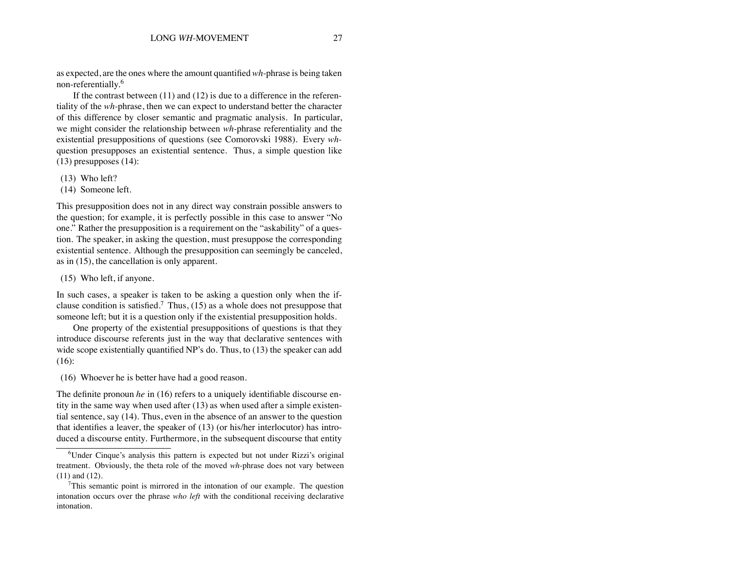as expected, are the ones where the amount quantified *wh*-phrase is being taken non-referentially.[6]

If the contrast between (11) and (12) is due to a difference in the referentiality of the *wh*-phrase, then we can expect to understand better the character of this difference by closer semantic and pragmatic analysis. In particular, we might consider the relationship between *wh*-phrase referentiality and the existential presuppositions of questions (see Comorovski 1988). Every *wh*-question presupposes an existential sentence. Thus, a simple question like (13) presupposes (14):

(13) Who left?
(14) Someone left.

This presupposition does not in any direct way constrain possible answers to the question; for example, it is perfectly possible in this case to answer "No one." Rather the presupposition is a requirement on the "askability" of a question. The speaker, in asking the question, must presuppose the corresponding existential sentence. Although the presupposition can seemingly be canceled, as in (15), the cancellation is only apparent.

(15) Who left, if anyone.

In such cases, a speaker is taken to be asking a question only when the if-clause condition is satisfied.[7] Thus, (15) as a whole does not presuppose that someone left; but it is a question only if the existential presupposition holds.

One property of the existential presuppositions of questions is that they introduce discourse referents just in the way that declarative sentences with wide scope existentially quantified NP's do. Thus, to (13) the speaker can add (16):

(16) Whoever he is better have had a good reason.

The definite pronoun *he* in (16) refers to a uniquely identifiable discourse entity in the same way when used after (13) as when used after a simple existential sentence, say (14). Thus, even in the absence of an answer to the question that identifies a leaver, the speaker of (13) (or his/her interlocutor) has introduced a discourse entity. Furthermore, in the subsequent discourse that entity

---

[6] Under Cinque's analysis this pattern is expected but not under Rizzi's original treatment. Obviously, the theta role of the moved *wh*-phrase does not vary between (11) and (12).

[7] This semantic point is mirrored in the intonation of our example. The question intonation occurs over the phrase *who left* with the conditional receiving declarative intonation.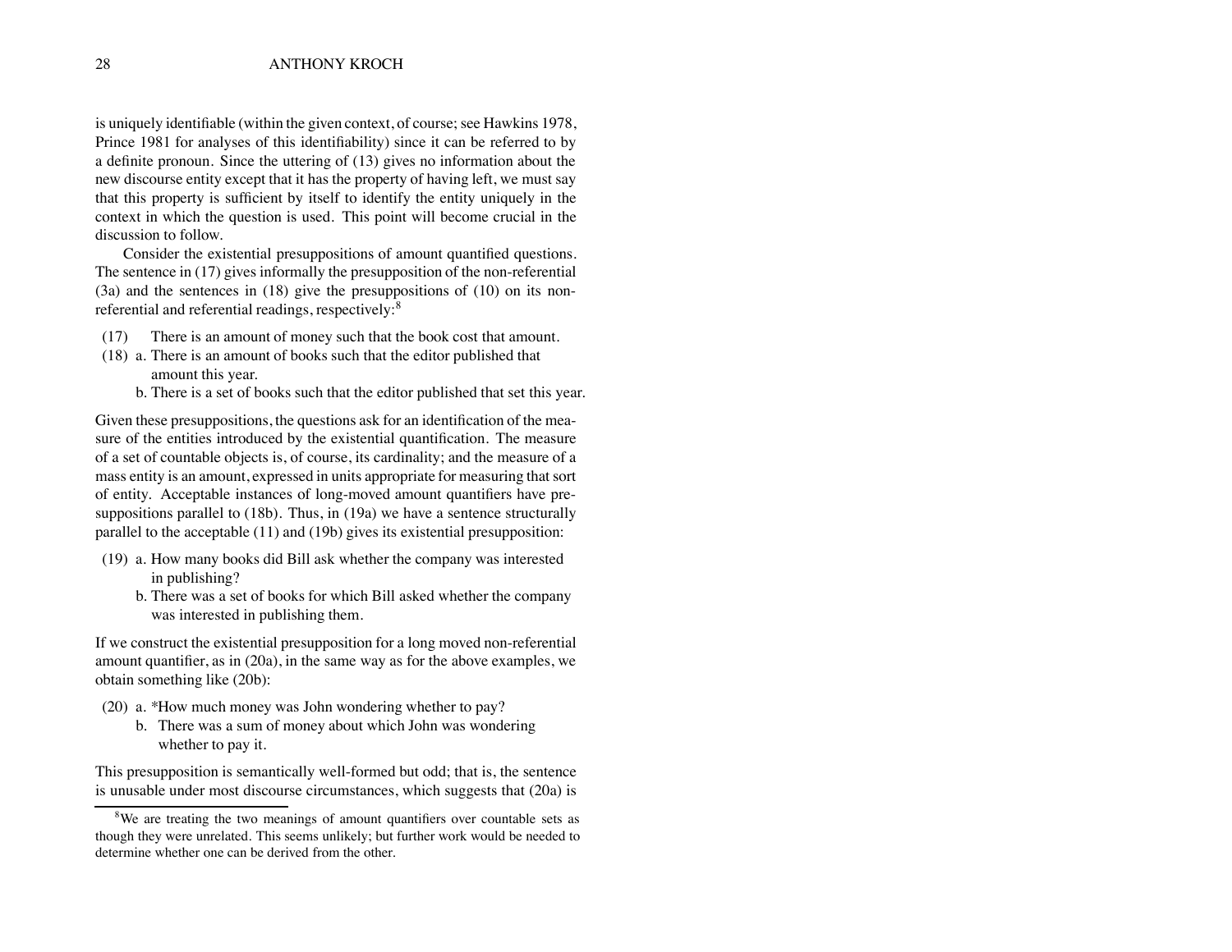is uniquely identifiable (within the given context, of course; see Hawkins 1978, Prince 1981 for analyses of this identifiability) since it can be referred to by a definite pronoun. Since the uttering of (13) gives no information about the new discourse entity except that it has the property of having left, we must say that this property is sufficient by itself to identify the entity uniquely in the context in which the question is used. This point will become crucial in the discussion to follow.

Consider the existential presuppositions of amount quantified questions. The sentence in (17) gives informally the presupposition of the non-referential (3a) and the sentences in (18) give the presuppositions of (10) on its non-referential and referential readings, respectively:[8]

(17) There is an amount of money such that the book cost that amount.

(18) a. There is an amount of books such that the editor published that amount this year.
  b. There is a set of books such that the editor published that set this year.

Given these presuppositions, the questions ask for an identification of the measure of the entities introduced by the existential quantification. The measure of a set of countable objects is, of course, its cardinality; and the measure of a mass entity is an amount, expressed in units appropriate for measuring that sort of entity. Acceptable instances of long-moved amount quantifiers have presuppositions parallel to (18b). Thus, in (19a) we have a sentence structurally parallel to the acceptable (11) and (19b) gives its existential presupposition:

(19) a. How many books did Bill ask whether the company was interested in publishing?
  b. There was a set of books for which Bill asked whether the company was interested in publishing them.

If we construct the existential presupposition for a long moved non-referential amount quantifier, as in (20a), in the same way as for the above examples, we obtain something like (20b):

(20) a. *How much money was John wondering whether to pay?
  b. There was a sum of money about which John was wondering whether to pay it.

This presupposition is semantically well-formed but odd; that is, the sentence is unusable under most discourse circumstances, which suggests that (20a) is

[8] We are treating the two meanings of amount quantifiers over countable sets as though they were unrelated. This seems unlikely; but further work would be needed to determine whether one can be derived from the other.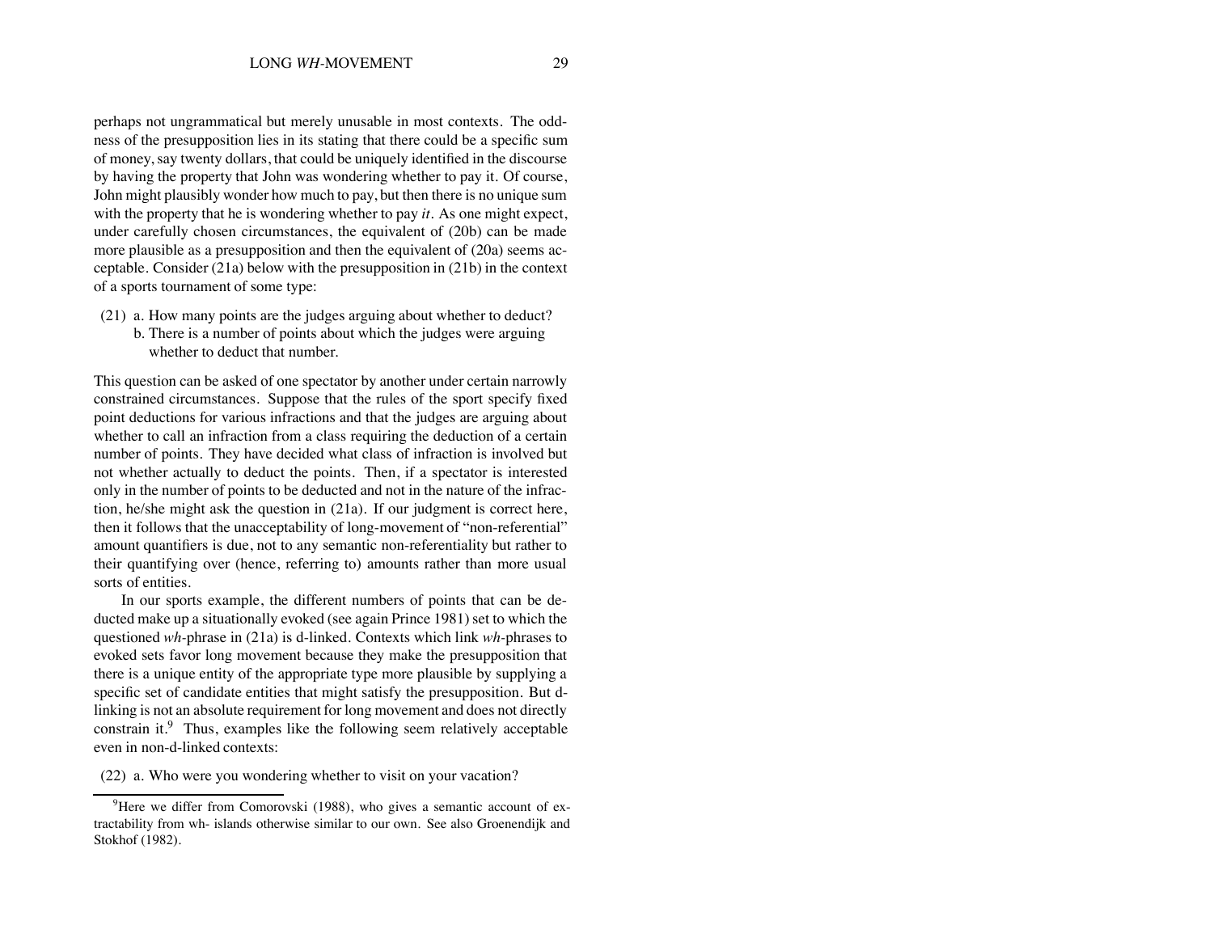perhaps not ungrammatical but merely unusable in most contexts. The oddness of the presupposition lies in its stating that there could be a specific sum of money, say twenty dollars, that could be uniquely identified in the discourse by having the property that John was wondering whether to pay it. Of course, John might plausibly wonder how much to pay, but then there is no unique sum with the property that he is wondering whether to pay *it*. As one might expect, under carefully chosen circumstances, the equivalent of (20b) can be made more plausible as a presupposition and then the equivalent of (20a) seems acceptable. Consider (21a) below with the presupposition in (21b) in the context of a sports tournament of some type:

(21) a. How many points are the judges arguing about whether to deduct?
 b. There is a number of points about which the judges were arguing whether to deduct that number.

This question can be asked of one spectator by another under certain narrowly constrained circumstances. Suppose that the rules of the sport specify fixed point deductions for various infractions and that the judges are arguing about whether to call an infraction from a class requiring the deduction of a certain number of points. They have decided what class of infraction is involved but not whether actually to deduct the points. Then, if a spectator is interested only in the number of points to be deducted and not in the nature of the infraction, he/she might ask the question in (21a). If our judgment is correct here, then it follows that the unacceptability of long-movement of "non-referential" amount quantifiers is due, not to any semantic non-referentiality but rather to their quantifying over (hence, referring to) amounts rather than more usual sorts of entities.

In our sports example, the different numbers of points that can be deducted make up a situationally evoked (see again Prince 1981) set to which the questioned *wh*-phrase in (21a) is d-linked. Contexts which link *wh*-phrases to evoked sets favor long movement because they make the presupposition that there is a unique entity of the appropriate type more plausible by supplying a specific set of candidate entities that might satisfy the presupposition. But d-linking is not an absolute requirement for long movement and does not directly constrain it.[9] Thus, examples like the following seem relatively acceptable even in non-d-linked contexts:

(22) a. Who were you wondering whether to visit on your vacation?

[9] Here we differ from Comorovski (1988), who gives a semantic account of extractability from wh- islands otherwise similar to our own. See also Groenendijk and Stokhof (1982).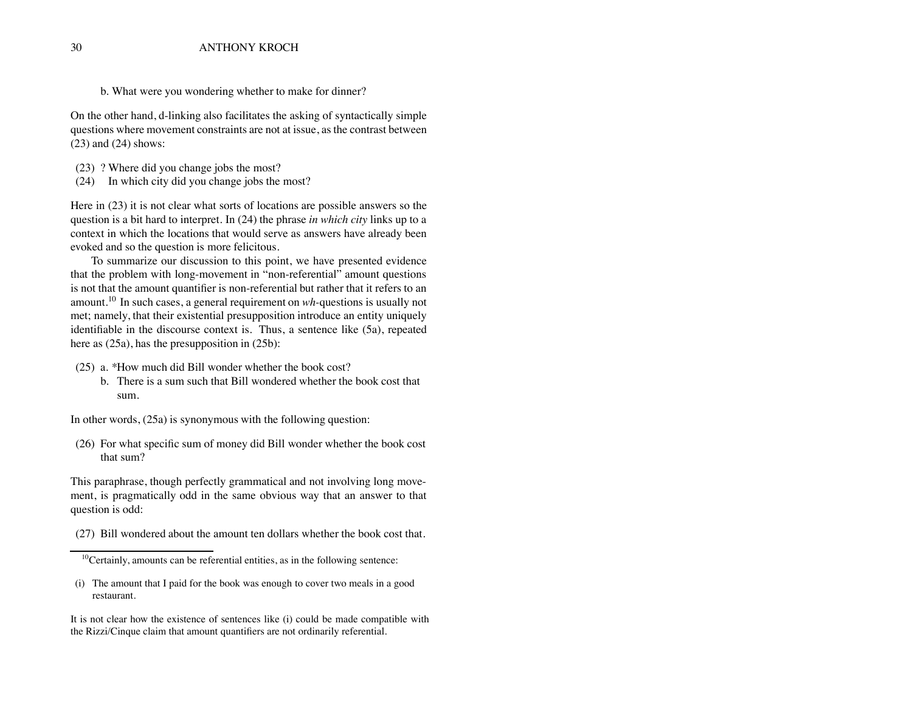b. What were you wondering whether to make for dinner?

On the other hand, d-linking also facilitates the asking of syntactically simple questions where movement constraints are not at issue, as the contrast between (23) and (24) shows:

(23) ? Where did you change jobs the most?
(24) In which city did you change jobs the most?

Here in (23) it is not clear what sorts of locations are possible answers so the question is a bit hard to interpret. In (24) the phrase *in which city* links up to a context in which the locations that would serve as answers have already been evoked and so the question is more felicitous.

To summarize our discussion to this point, we have presented evidence that the problem with long-movement in "non-referential" amount questions is not that the amount quantifier is non-referential but rather that it refers to an amount.[10] In such cases, a general requirement on *wh*-questions is usually not met; namely, that their existential presupposition introduce an entity uniquely identifiable in the discourse context is. Thus, a sentence like (5a), repeated here as (25a), has the presupposition in (25b):

(25) a. *How much did Bill wonder whether the book cost?
b. There is a sum such that Bill wondered whether the book cost that sum.

In other words, (25a) is synonymous with the following question:

(26) For what specific sum of money did Bill wonder whether the book cost that sum?

This paraphrase, though perfectly grammatical and not involving long movement, is pragmatically odd in the same obvious way that an answer to that question is odd:

(27) Bill wondered about the amount ten dollars whether the book cost that.

---

[10]Certainly, amounts can be referential entities, as in the following sentence:

(i) The amount that I paid for the book was enough to cover two meals in a good restaurant.

It is not clear how the existence of sentences like (i) could be made compatible with the Rizzi/Cinque claim that amount quantifiers are not ordinarily referential.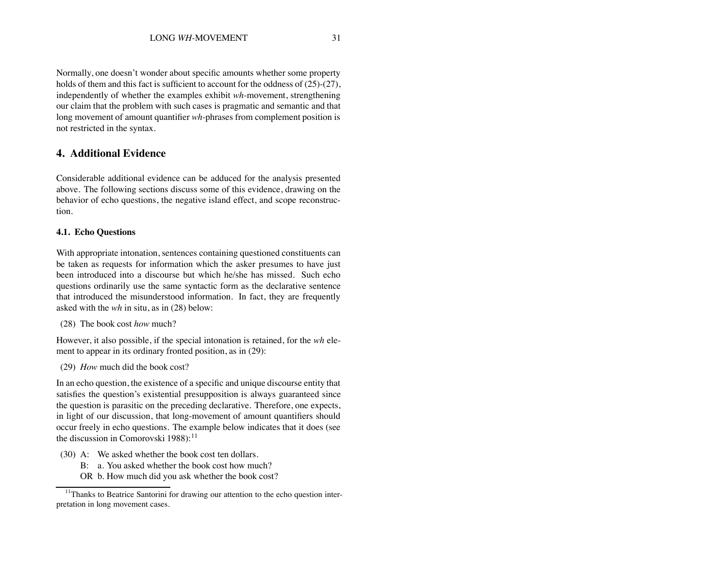Normally, one doesn't wonder about specific amounts whether some property holds of them and this fact is sufficient to account for the oddness of (25)-(27), independently of whether the examples exhibit *wh*-movement, strengthening our claim that the problem with such cases is pragmatic and semantic and that long movement of amount quantifier *wh*-phrases from complement position is not restricted in the syntax.

## 4. Additional Evidence

Considerable additional evidence can be adduced for the analysis presented above. The following sections discuss some of this evidence, drawing on the behavior of echo questions, the negative island effect, and scope reconstruction.

### 4.1. Echo Questions

With appropriate intonation, sentences containing questioned constituents can be taken as requests for information which the asker presumes to have just been introduced into a discourse but which he/she has missed. Such echo questions ordinarily use the same syntactic form as the declarative sentence that introduced the misunderstood information. In fact, they are frequently asked with the *wh* in situ, as in (28) below:

(28) The book cost *how* much?

However, it also possible, if the special intonation is retained, for the *wh* element to appear in its ordinary fronted position, as in (29):

(29) *How* much did the book cost?

In an echo question, the existence of a specific and unique discourse entity that satisfies the question's existential presupposition is always guaranteed since the question is parasitic on the preceding declarative. Therefore, one expects, in light of our discussion, that long-movement of amount quantifiers should occur freely in echo questions. The example below indicates that it does (see the discussion in Comorovski 1988):[11]

(30) A: We asked whether the book cost ten dollars.
B: a. You asked whether the book cost how much?
OR b. How much did you ask whether the book cost?

[11] Thanks to Beatrice Santorini for drawing our attention to the echo question interpretation in long movement cases.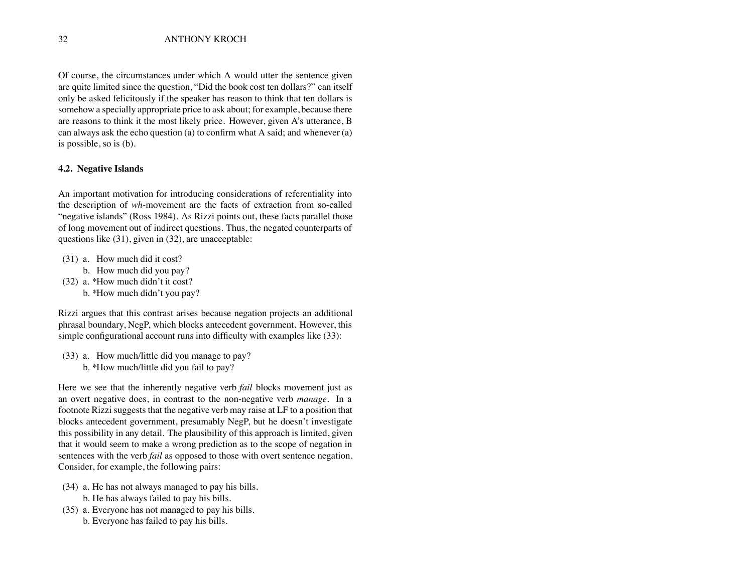Of course, the circumstances under which A would utter the sentence given are quite limited since the question, "Did the book cost ten dollars?" can itself only be asked felicitously if the speaker has reason to think that ten dollars is somehow a specially appropriate price to ask about; for example, because there are reasons to think it the most likely price. However, given A's utterance, B can always ask the echo question (a) to confirm what A said; and whenever (a) is possible, so is (b).

### 4.2. Negative Islands

An important motivation for introducing considerations of referentiality into the description of *wh*-movement are the facts of extraction from so-called "negative islands" (Ross 1984). As Rizzi points out, these facts parallel those of long movement out of indirect questions. Thus, the negated counterparts of questions like (31), given in (32), are unacceptable:

(31) a. How much did it cost?
  b. How much did you pay?

(32) a. *How much didn't it cost?
  b. *How much didn't you pay?

Rizzi argues that this contrast arises because negation projects an additional phrasal boundary, NegP, which blocks antecedent government. However, this simple configurational account runs into difficulty with examples like (33):

(33) a. How much/little did you manage to pay?
  b. *How much/little did you fail to pay?

Here we see that the inherently negative verb *fail* blocks movement just as an overt negative does, in contrast to the non-negative verb *manage*. In a footnote Rizzi suggests that the negative verb may raise at LF to a position that blocks antecedent government, presumably NegP, but he doesn't investigate this possibility in any detail. The plausibility of this approach is limited, given that it would seem to make a wrong prediction as to the scope of negation in sentences with the verb *fail* as opposed to those with overt sentence negation. Consider, for example, the following pairs:

(34) a. He has not always managed to pay his bills.
  b. He has always failed to pay his bills.

(35) a. Everyone has not managed to pay his bills.
  b. Everyone has failed to pay his bills.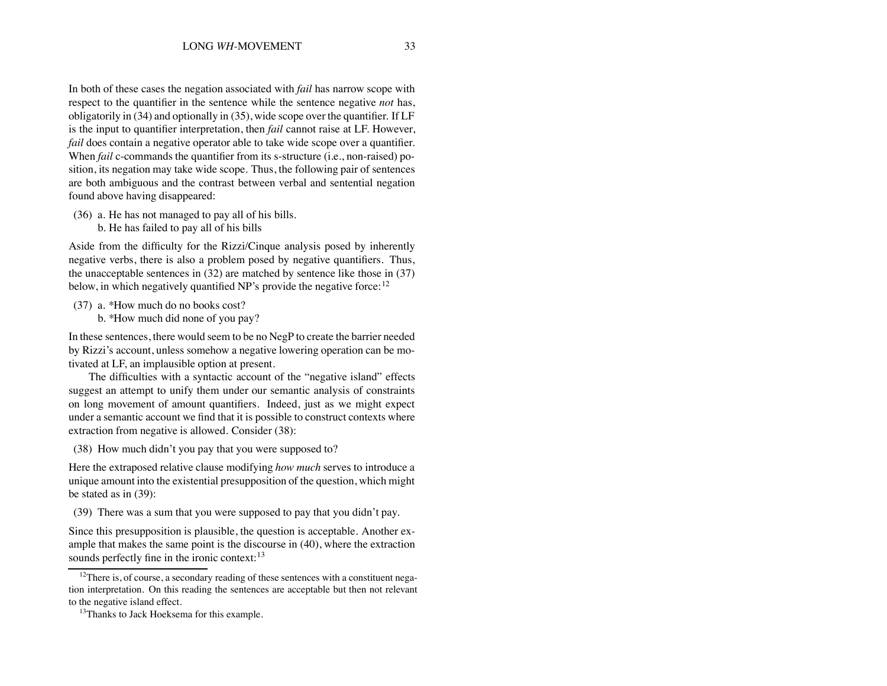In both of these cases the negation associated with *fail* has narrow scope with respect to the quantifier in the sentence while the sentence negative *not* has, obligatorily in (34) and optionally in (35), wide scope over the quantifier. If LF is the input to quantifier interpretation, then *fail* cannot raise at LF. However, *fail* does contain a negative operator able to take wide scope over a quantifier. When *fail* c-commands the quantifier from its s-structure (i.e., non-raised) position, its negation may take wide scope. Thus, the following pair of sentences are both ambiguous and the contrast between verbal and sentential negation found above having disappeared:

(36) a. He has not managed to pay all of his bills.
     b. He has failed to pay all of his bills

Aside from the difficulty for the Rizzi/Cinque analysis posed by inherently negative verbs, there is also a problem posed by negative quantifiers. Thus, the unacceptable sentences in (32) are matched by sentence like those in (37) below, in which negatively quantified NP's provide the negative force:[12]

(37) a. *How much do no books cost?
     b. *How much did none of you pay?

In these sentences, there would seem to be no NegP to create the barrier needed by Rizzi's account, unless somehow a negative lowering operation can be motivated at LF, an implausible option at present.

The difficulties with a syntactic account of the "negative island" effects suggest an attempt to unify them under our semantic analysis of constraints on long movement of amount quantifiers. Indeed, just as we might expect under a semantic account we find that it is possible to construct contexts where extraction from negative is allowed. Consider (38):

(38) How much didn't you pay that you were supposed to?

Here the extraposed relative clause modifying *how much* serves to introduce a unique amount into the existential presupposition of the question, which might be stated as in (39):

(39) There was a sum that you were supposed to pay that you didn't pay.

Since this presupposition is plausible, the question is acceptable. Another example that makes the same point is the discourse in (40), where the extraction sounds perfectly fine in the ironic context:[13]

---

[12] There is, of course, a secondary reading of these sentences with a constituent negation interpretation. On this reading the sentences are acceptable but then not relevant to the negative island effect.

[13] Thanks to Jack Hoeksema for this example.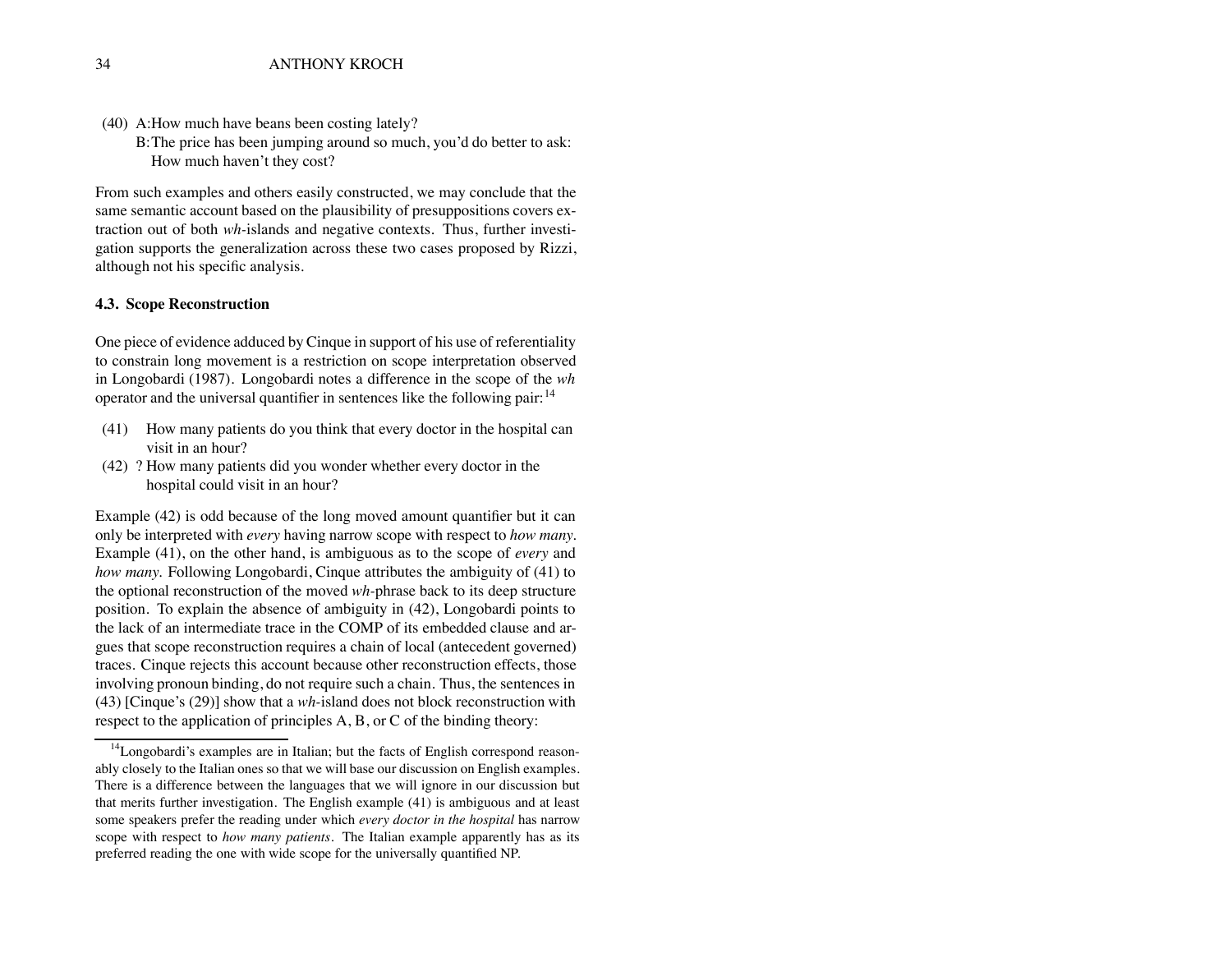(40) A: How much have beans been costing lately?
B: The price has been jumping around so much, you'd do better to ask: How much haven't they cost?

From such examples and others easily constructed, we may conclude that the same semantic account based on the plausibility of presuppositions covers extraction out of both *wh*-islands and negative contexts. Thus, further investigation supports the generalization across these two cases proposed by Rizzi, although not his specific analysis.

### 4.3. Scope Reconstruction

One piece of evidence adduced by Cinque in support of his use of referentiality to constrain long movement is a restriction on scope interpretation observed in Longobardi (1987). Longobardi notes a difference in the scope of the *wh* operator and the universal quantifier in sentences like the following pair:[14]

(41) How many patients do you think that every doctor in the hospital can visit in an hour?

(42) ? How many patients did you wonder whether every doctor in the hospital could visit in an hour?

Example (42) is odd because of the long moved amount quantifier but it can only be interpreted with *every* having narrow scope with respect to *how many*. Example (41), on the other hand, is ambiguous as to the scope of *every* and *how many.* Following Longobardi, Cinque attributes the ambiguity of (41) to the optional reconstruction of the moved *wh*-phrase back to its deep structure position. To explain the absence of ambiguity in (42), Longobardi points to the lack of an intermediate trace in the COMP of its embedded clause and argues that scope reconstruction requires a chain of local (antecedent governed) traces. Cinque rejects this account because other reconstruction effects, those involving pronoun binding, do not require such a chain. Thus, the sentences in (43) [Cinque's (29)] show that a *wh*-island does not block reconstruction with respect to the application of principles A, B, or C of the binding theory:

[14] Longobardi's examples are in Italian; but the facts of English correspond reasonably closely to the Italian ones so that we will base our discussion on English examples. There is a difference between the languages that we will ignore in our discussion but that merits further investigation. The English example (41) is ambiguous and at least some speakers prefer the reading under which *every doctor in the hospital* has narrow scope with respect to *how many patients*. The Italian example apparently has as its preferred reading the one with wide scope for the universally quantified NP.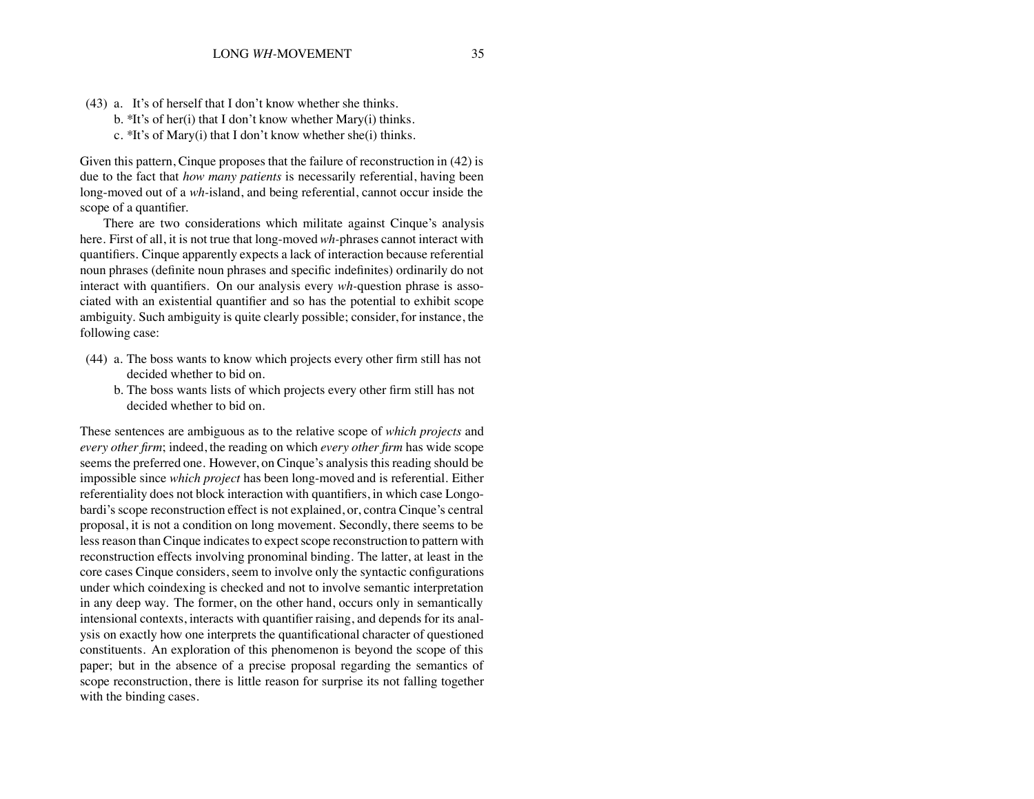(43) a. It's of herself that I don't know whether she thinks.
b. *It's of her(i) that I don't know whether Mary(i) thinks.
c. *It's of Mary(i) that I don't know whether she(i) thinks.

Given this pattern, Cinque proposes that the failure of reconstruction in (42) is due to the fact that *how many patients* is necessarily referential, having been long-moved out of a *wh*-island, and being referential, cannot occur inside the scope of a quantifier.

There are two considerations which militate against Cinque's analysis here. First of all, it is not true that long-moved *wh*-phrases cannot interact with quantifiers. Cinque apparently expects a lack of interaction because referential noun phrases (definite noun phrases and specific indefinites) ordinarily do not interact with quantifiers. On our analysis every *wh*-question phrase is associated with an existential quantifier and so has the potential to exhibit scope ambiguity. Such ambiguity is quite clearly possible; consider, for instance, the following case:

(44) a. The boss wants to know which projects every other firm still has not decided whether to bid on.
b. The boss wants lists of which projects every other firm still has not decided whether to bid on.

These sentences are ambiguous as to the relative scope of *which projects* and *every other firm*; indeed, the reading on which *every other firm* has wide scope seems the preferred one. However, on Cinque's analysis this reading should be impossible since *which project* has been long-moved and is referential. Either referentiality does not block interaction with quantifiers, in which case Longobardi's scope reconstruction effect is not explained, or, contra Cinque's central proposal, it is not a condition on long movement. Secondly, there seems to be less reason than Cinque indicates to expect scope reconstruction to pattern with reconstruction effects involving pronominal binding. The latter, at least in the core cases Cinque considers, seem to involve only the syntactic configurations under which coindexing is checked and not to involve semantic interpretation in any deep way. The former, on the other hand, occurs only in semantically intensional contexts, interacts with quantifier raising, and depends for its analysis on exactly how one interprets the quantificational character of questioned constituents. An exploration of this phenomenon is beyond the scope of this paper; but in the absence of a precise proposal regarding the semantics of scope reconstruction, there is little reason for surprise its not falling together with the binding cases.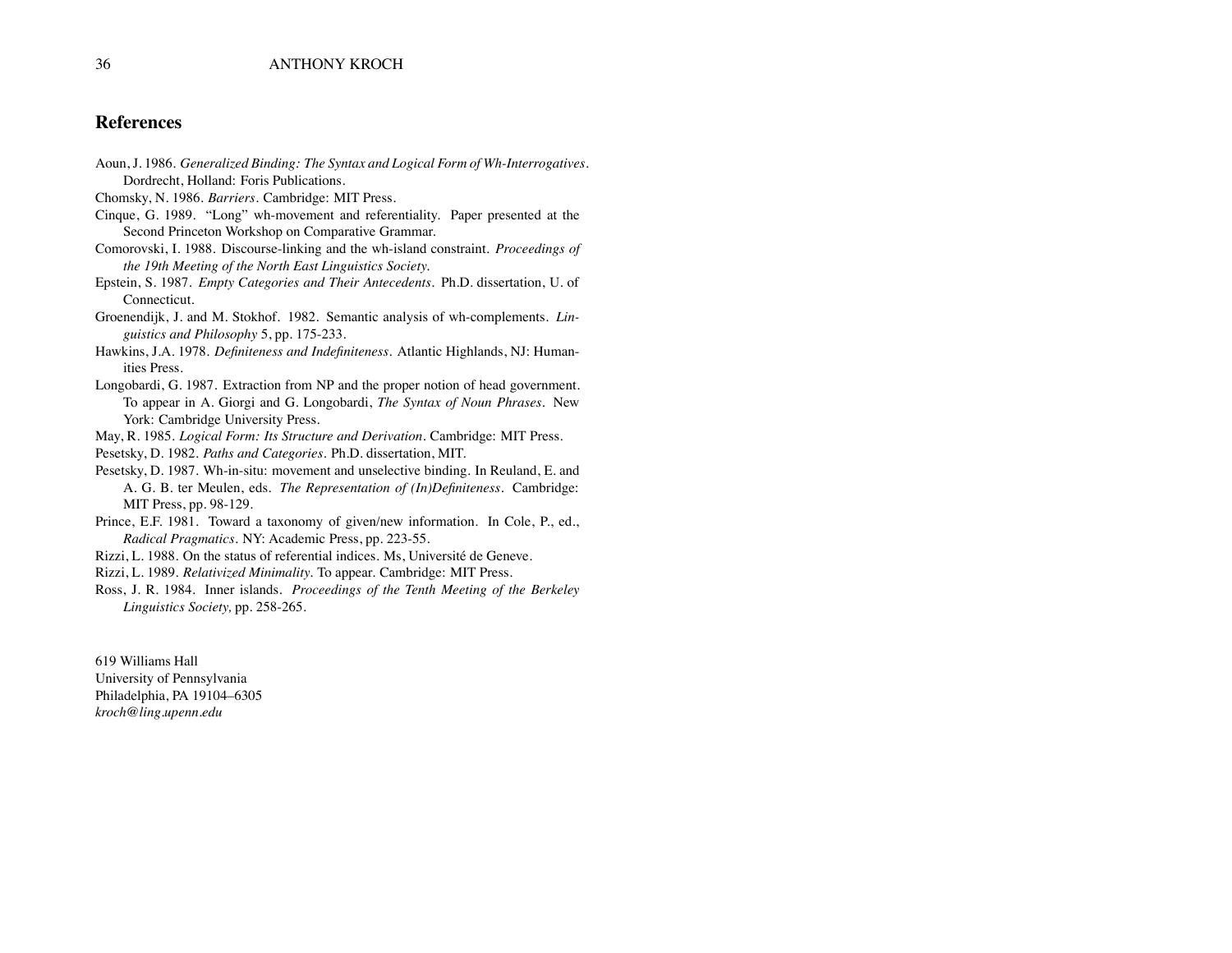## References

Aoun, J. 1986. *Generalized Binding: The Syntax and Logical Form of Wh-Interrogatives*. Dordrecht, Holland: Foris Publications.

Chomsky, N. 1986. *Barriers*. Cambridge: MIT Press.

Cinque, G. 1989. "Long" wh-movement and referentiality. Paper presented at the Second Princeton Workshop on Comparative Grammar.

Comorovski, I. 1988. Discourse-linking and the wh-island constraint. *Proceedings of the 19th Meeting of the North East Linguistics Society*.

Epstein, S. 1987. *Empty Categories and Their Antecedents*. Ph.D. dissertation, U. of Connecticut.

Groenendijk, J. and M. Stokhof. 1982. Semantic analysis of wh-complements. *Linguistics and Philosophy* 5, pp. 175-233.

Hawkins, J.A. 1978. *Definiteness and Indefiniteness*. Atlantic Highlands, NJ: Humanities Press.

Longobardi, G. 1987. Extraction from NP and the proper notion of head government. To appear in A. Giorgi and G. Longobardi, *The Syntax of Noun Phrases*. New York: Cambridge University Press.

May, R. 1985. *Logical Form: Its Structure and Derivation*. Cambridge: MIT Press.

Pesetsky, D. 1982. *Paths and Categories*. Ph.D. dissertation, MIT.

Pesetsky, D. 1987. Wh-in-situ: movement and unselective binding. In Reuland, E. and A. G. B. ter Meulen, eds. *The Representation of (In)Definiteness*. Cambridge: MIT Press, pp. 98-129.

Prince, E.F. 1981. Toward a taxonomy of given/new information. In Cole, P., ed., *Radical Pragmatics*. NY: Academic Press, pp. 223-55.

Rizzi, L. 1988. On the status of referential indices. Ms, Université de Geneve.

Rizzi, L. 1989. *Relativized Minimality*. To appear. Cambridge: MIT Press.

Ross, J. R. 1984. Inner islands. *Proceedings of the Tenth Meeting of the Berkeley Linguistics Society,* pp. 258-265.

619 Williams Hall
University of Pennsylvania
Philadelphia, PA 19104–6305
*kroch@ling.upenn.edu*